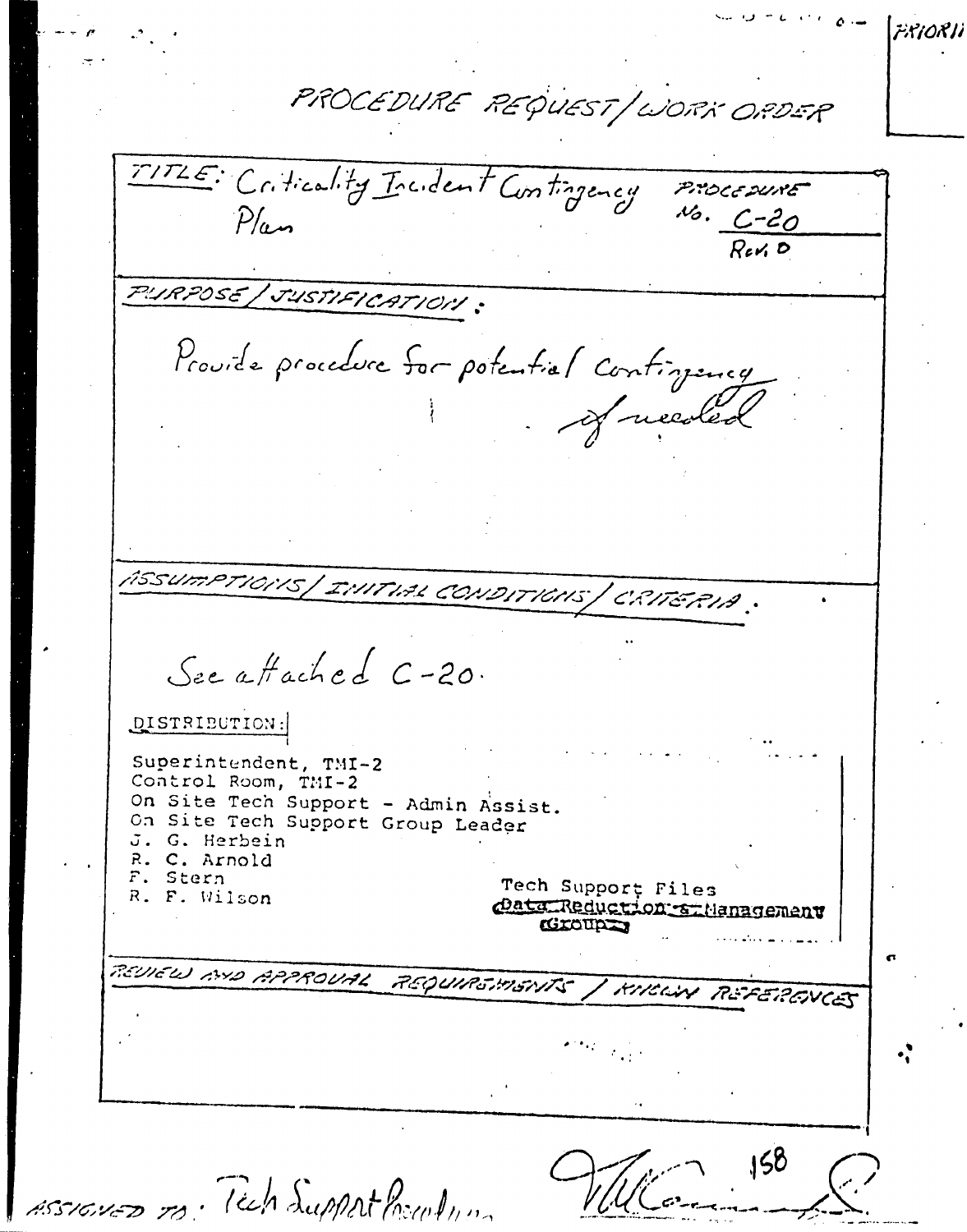PRIORITY

# PROCEDURE REQUEST/WORK ORDER

**TITLE:** Criticality Incident Contingency Plan

**PROCEDURE No.** C-20 Rev. 0

**PURPOSE/JUSTIFICATION:**

Provide procedure for potential contingency if needed

**ASSUMPTIONS/INITIAL CONDITIONS/CRITERIA:**

See attached C-20.

DISTRIBUTION:

Superintendent, TMI-2
Control Room, TMI-2
On Site Tech Support - Admin Assist.
On Site Tech Support Group Leader
J. G. Herbein
R. C. Arnold
F. Stern
R. F. Wilson

Tech Support Files
~~Data Reduction & Management Group~~

**REVIEW AND APPROVAL REQUIREMENTS / KNOWN REFERENCES**

ASSIGNED TO: Tech Support Procedures

158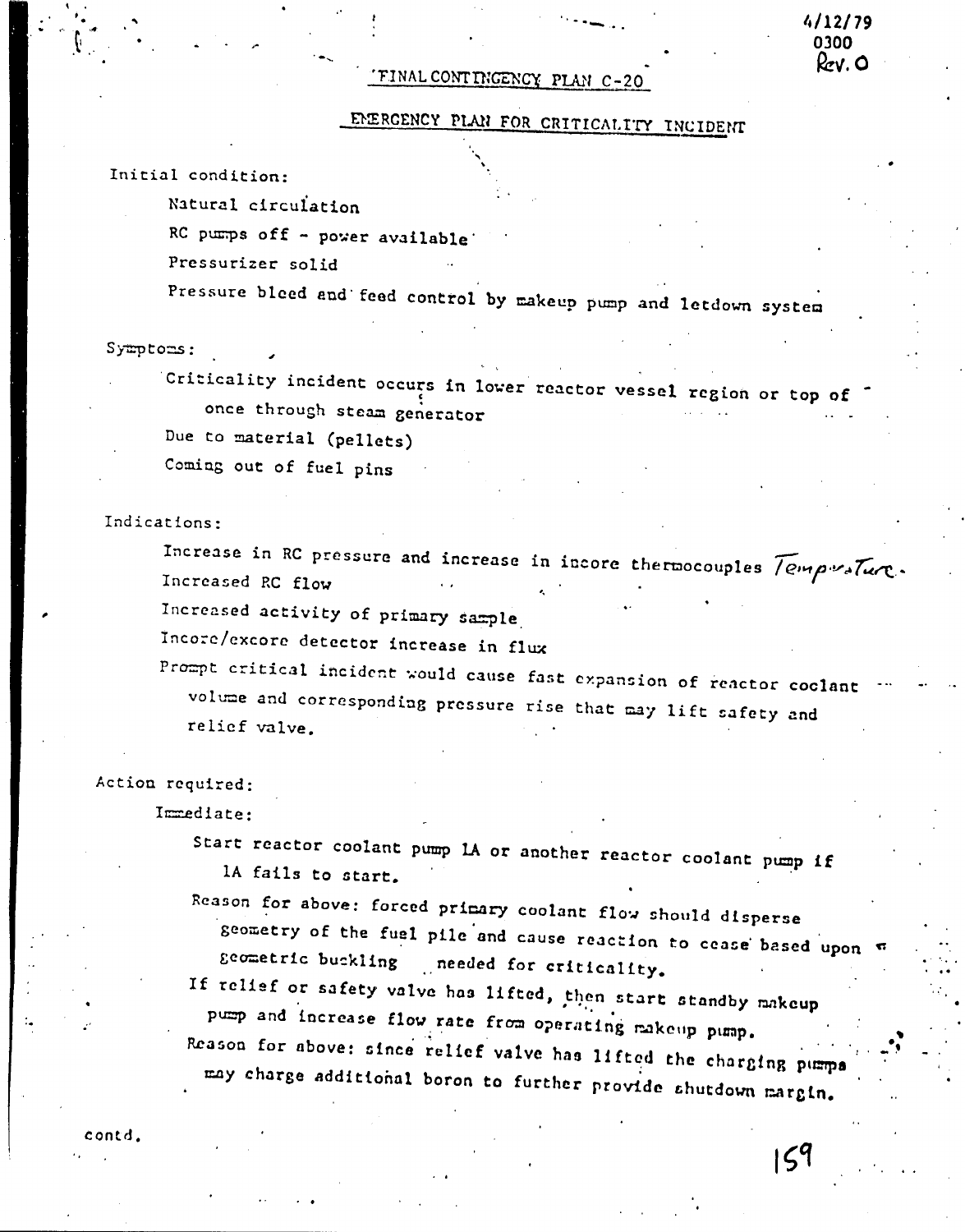4/12/79
0300
Rev. O

# FINAL CONTINGENCY PLAN C-20

## EMERGENCY PLAN FOR CRITICALITY INCIDENT

Initial condition:

- Natural circulation
- RC pumps off - power available
- Pressurizer solid
- Pressure bleed and feed control by makeup pump and letdown system

Symptoms:

- Criticality incident occurs in lower reactor vessel region or top of once through steam generator
- Due to material (pellets)
- Coming out of fuel pins

Indications:

- Increase in RC pressure and increase in incore thermocouples *Temperature.*
- Increased RC flow
- Increased activity of primary sample
- Incore/excore detector increase in flux
- Prompt critical incident would cause fast expansion of reactor coolant volume and corresponding pressure rise that may lift safety and relief valve.

Action required:

Immediate:

- Start reactor coolant pump 1A or another reactor coolant pump if 1A fails to start.
- Reason for above: forced primary coolant flow should disperse geometry of the fuel pile and cause reaction to cease based upon geometric buckling needed for criticality.
- If relief or safety valve has lifted, then start standby makeup pump and increase flow rate from operating makeup pump.
- Reason for above: since relief valve has lifted the charging pumps may charge additional boron to further provide shutdown margin.

contd.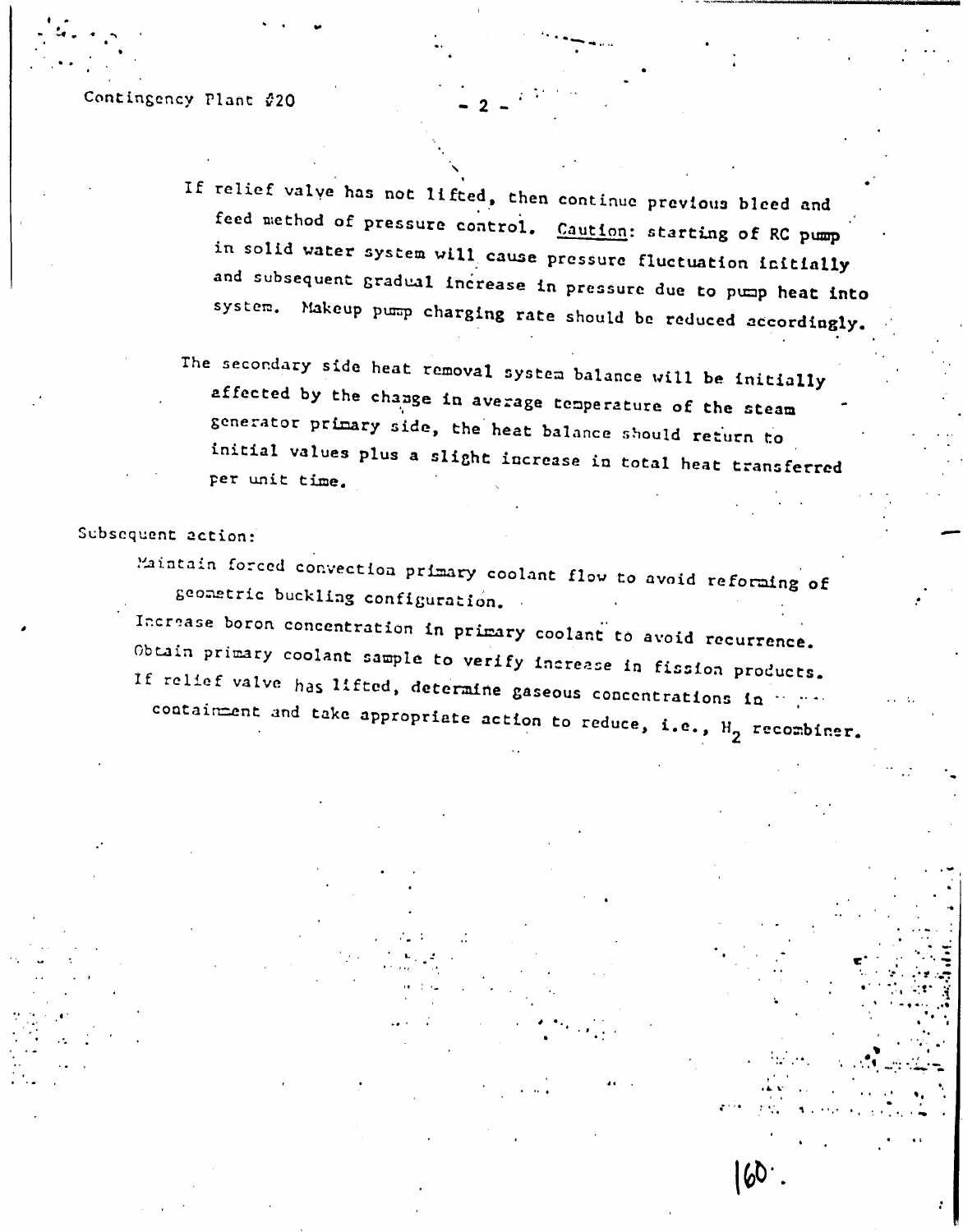If relief valve has not lifted, then continue previous bleed and feed method of pressure control. <u>Caution</u>: starting of RC pump in solid water system will cause pressure fluctuation initially and subsequent gradual increase in pressure due to pump heat into system. Makeup pump charging rate should be reduced accordingly.

The secondary side heat removal system balance will be initially affected by the change in average temperature of the steam generator primary side, the heat balance should return to initial values plus a slight increase in total heat transferred per unit time.

Subsequent action:

Maintain forced convection primary coolant flow to avoid reforming of geometric buckling configuration.

Increase boron concentration in primary coolant to avoid recurrence.

Obtain primary coolant sample to verify increase in fission products.

If relief valve has lifted, determine gaseous concentrations in containment and take appropriate action to reduce, i.e., $H_2$ recombiner.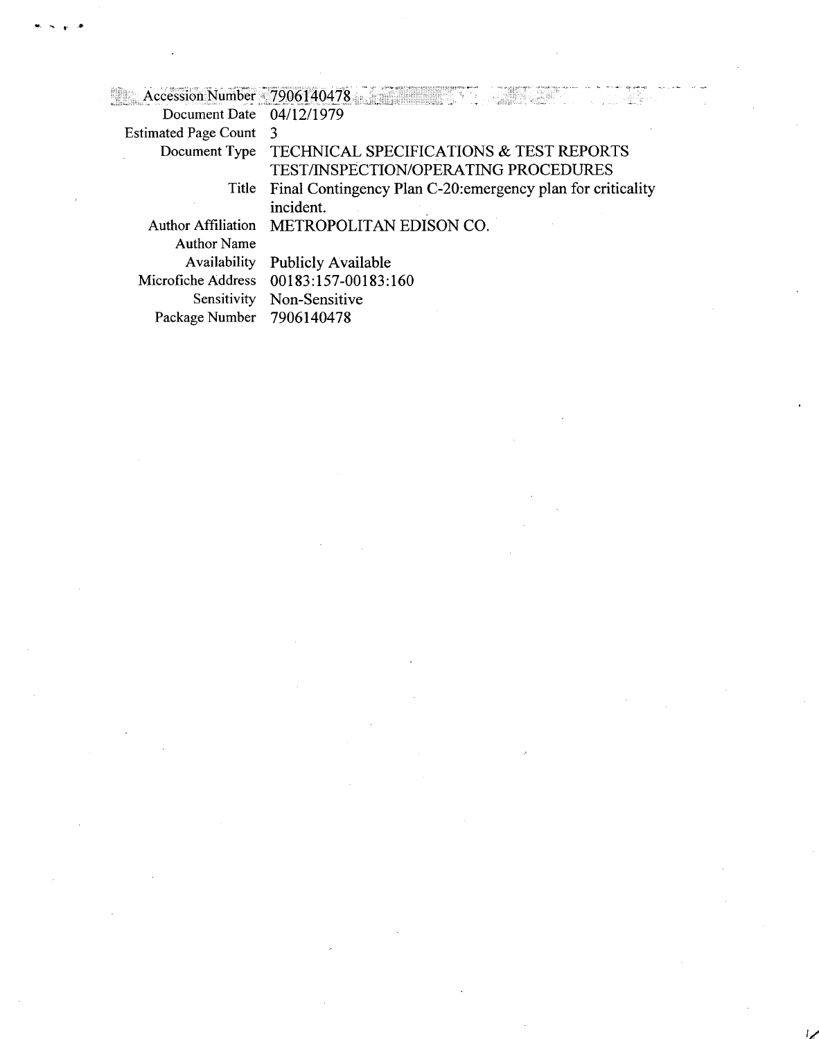| | |
|---|---|
| Accession Number | 7906140478 |
| Document Date | 04/12/1979 |
| Estimated Page Count | 3 |
| Document Type | TECHNICAL SPECIFICATIONS & TEST REPORTS TEST/INSPECTION/OPERATING PROCEDURES |
| Title | Final Contingency Plan C-20:emergency plan for criticality incident. |
| Author Affiliation | METROPOLITAN EDISON CO. |
| Author Name | |
| Availability | Publicly Available |
| Microfiche Address | 00183:157-00183:160 |
| Sensitivity | Non-Sensitive |
| Package Number | 7906140478 |